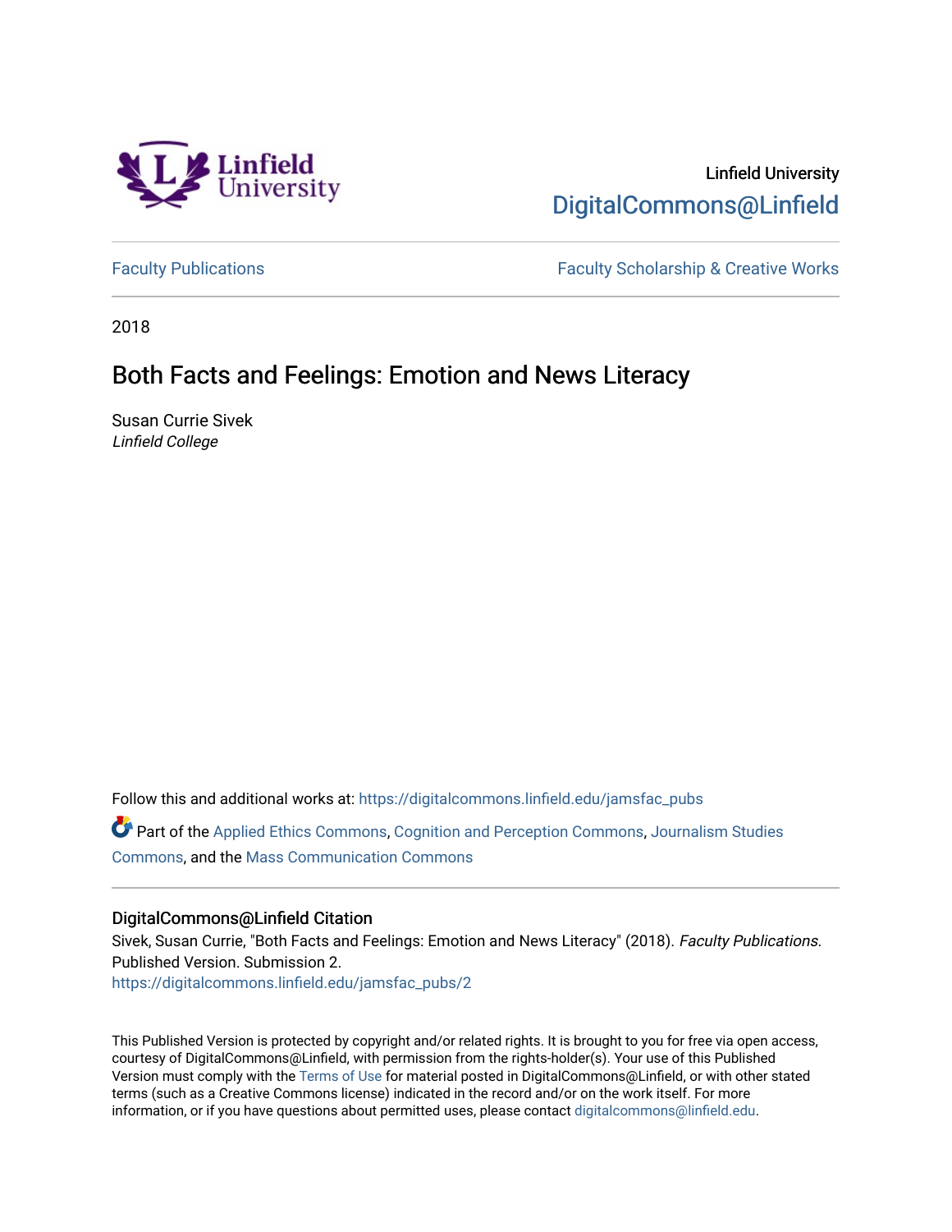Linfield University

DigitalCommons@Linfield

Faculty Publications

Faculty Scholarship & Creative Works

2018

# Both Facts and Feelings: Emotion and News Literacy

Susan Currie Sivek

*Linfield College*

Follow this and additional works at: https://digitalcommons.linfield.edu/jamsfac_pubs

Part of the Applied Ethics Commons, Cognition and Perception Commons, Journalism Studies Commons, and the Mass Communication Commons

## DigitalCommons@Linfield Citation

Sivek, Susan Currie, "Both Facts and Feelings: Emotion and News Literacy" (2018). *Faculty Publications*. Published Version. Submission 2.

https://digitalcommons.linfield.edu/jamsfac_pubs/2

This Published Version is protected by copyright and/or related rights. It is brought to you for free via open access, courtesy of DigitalCommons@Linfield, with permission from the rights-holder(s). Your use of this Published Version must comply with the Terms of Use for material posted in DigitalCommons@Linfield, or with other stated terms (such as a Creative Commons license) indicated in the record and/or on the work itself. For more information, or if you have questions about permitted uses, please contact digitalcommons@linfield.edu.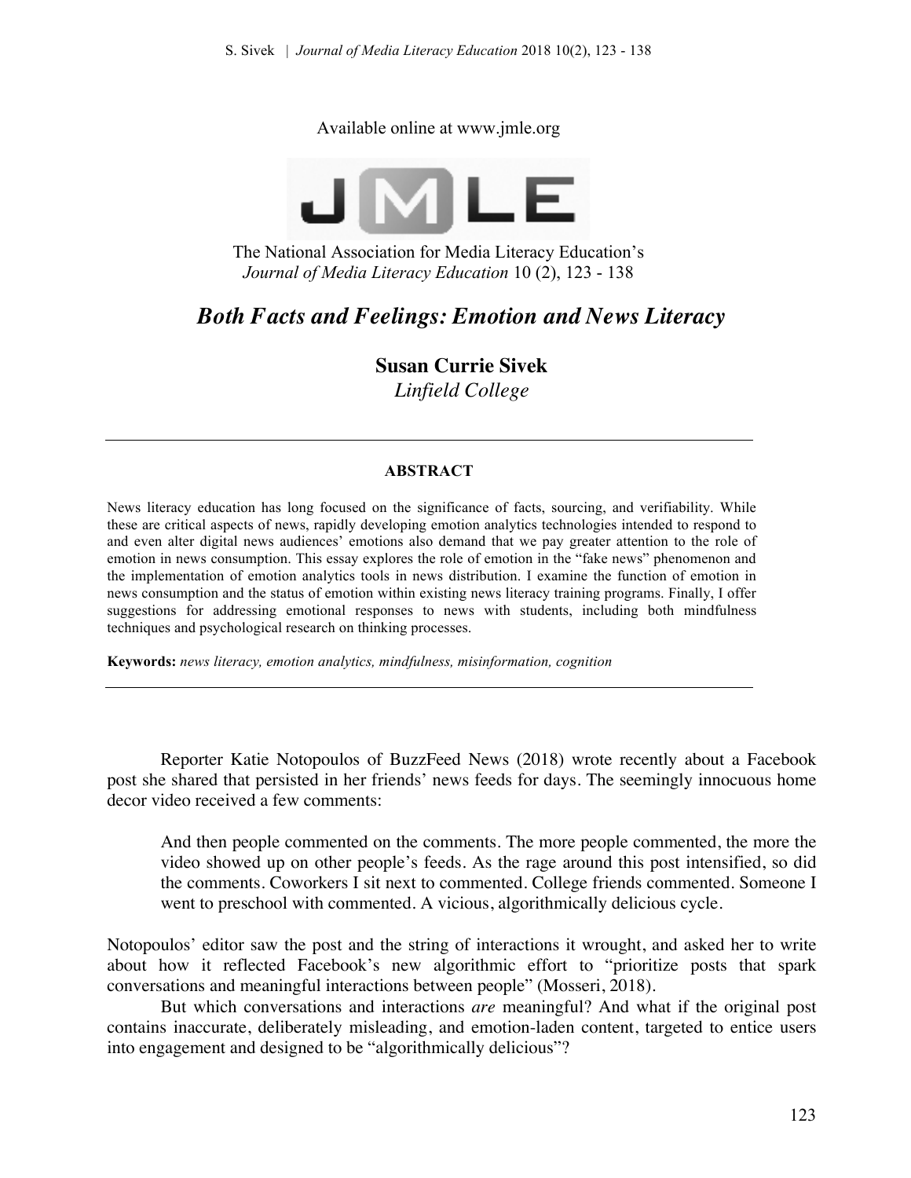Available online at www.jmle.org

The National Association for Media Literacy Education's
*Journal of Media Literacy Education* 10 (2), 123 - 138

# *Both Facts and Feelings: Emotion and News Literacy*

**Susan Currie Sivek**
*Linfield College*

---

**ABSTRACT**

News literacy education has long focused on the significance of facts, sourcing, and verifiability. While these are critical aspects of news, rapidly developing emotion analytics technologies intended to respond to and even alter digital news audiences' emotions also demand that we pay greater attention to the role of emotion in news consumption. This essay explores the role of emotion in the "fake news" phenomenon and the implementation of emotion analytics tools in news distribution. I examine the function of emotion in news consumption and the status of emotion within existing news literacy training programs. Finally, I offer suggestions for addressing emotional responses to news with students, including both mindfulness techniques and psychological research on thinking processes.

**Keywords:** *news literacy, emotion analytics, mindfulness, misinformation, cognition*

---

Reporter Katie Notopoulos of BuzzFeed News (2018) wrote recently about a Facebook post she shared that persisted in her friends' news feeds for days. The seemingly innocuous home decor video received a few comments:

> And then people commented on the comments. The more people commented, the more the video showed up on other people's feeds. As the rage around this post intensified, so did the comments. Coworkers I sit next to commented. College friends commented. Someone I went to preschool with commented. A vicious, algorithmically delicious cycle.

Notopoulos' editor saw the post and the string of interactions it wrought, and asked her to write about how it reflected Facebook's new algorithmic effort to "prioritize posts that spark conversations and meaningful interactions between people" (Mosseri, 2018).

But which conversations and interactions *are* meaningful? And what if the original post contains inaccurate, deliberately misleading, and emotion-laden content, targeted to entice users into engagement and designed to be "algorithmically delicious"?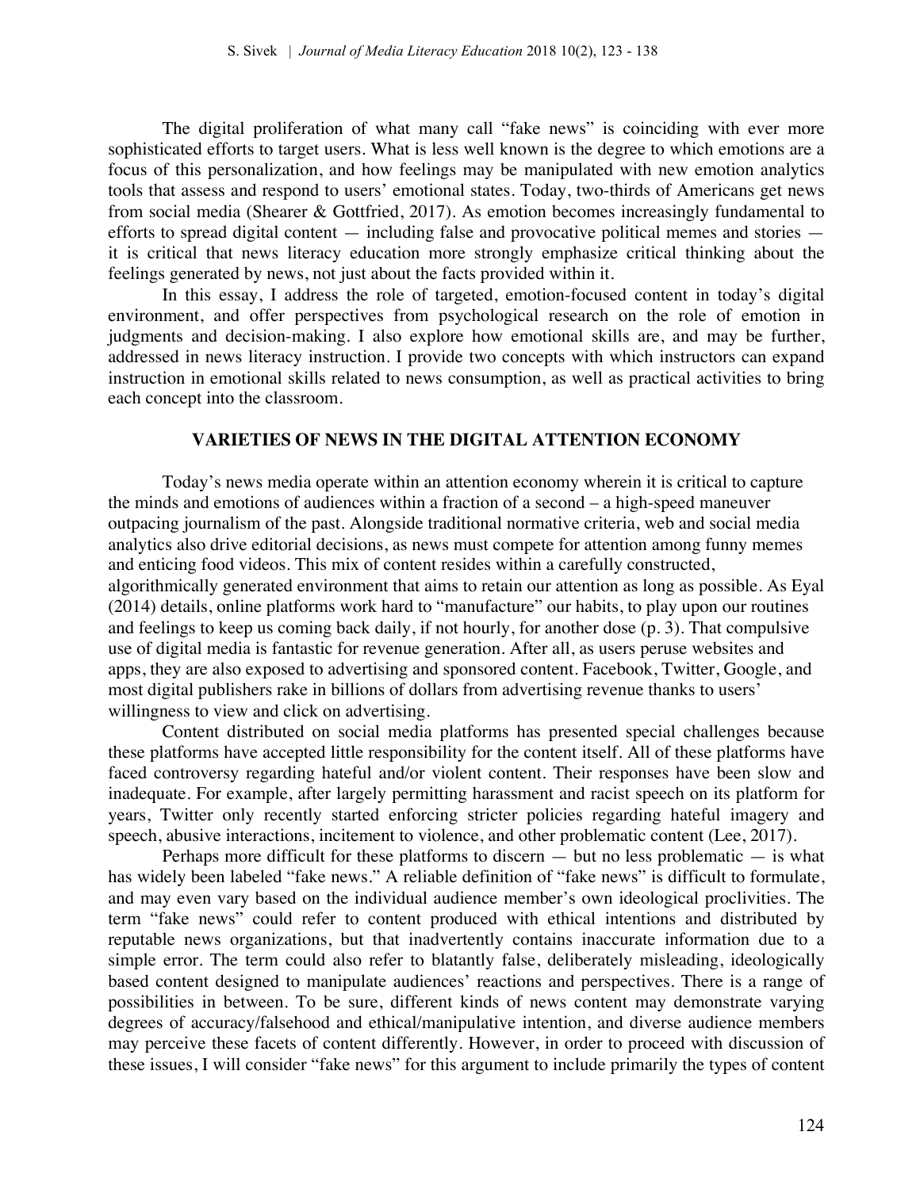The digital proliferation of what many call "fake news" is coinciding with ever more sophisticated efforts to target users. What is less well known is the degree to which emotions are a focus of this personalization, and how feelings may be manipulated with new emotion analytics tools that assess and respond to users' emotional states. Today, two-thirds of Americans get news from social media (Shearer & Gottfried, 2017). As emotion becomes increasingly fundamental to efforts to spread digital content — including false and provocative political memes and stories — it is critical that news literacy education more strongly emphasize critical thinking about the feelings generated by news, not just about the facts provided within it.

In this essay, I address the role of targeted, emotion-focused content in today's digital environment, and offer perspectives from psychological research on the role of emotion in judgments and decision-making. I also explore how emotional skills are, and may be further, addressed in news literacy instruction. I provide two concepts with which instructors can expand instruction in emotional skills related to news consumption, as well as practical activities to bring each concept into the classroom.

## VARIETIES OF NEWS IN THE DIGITAL ATTENTION ECONOMY

Today's news media operate within an attention economy wherein it is critical to capture the minds and emotions of audiences within a fraction of a second – a high-speed maneuver outpacing journalism of the past. Alongside traditional normative criteria, web and social media analytics also drive editorial decisions, as news must compete for attention among funny memes and enticing food videos. This mix of content resides within a carefully constructed, algorithmically generated environment that aims to retain our attention as long as possible. As Eyal (2014) details, online platforms work hard to "manufacture" our habits, to play upon our routines and feelings to keep us coming back daily, if not hourly, for another dose (p. 3). That compulsive use of digital media is fantastic for revenue generation. After all, as users peruse websites and apps, they are also exposed to advertising and sponsored content. Facebook, Twitter, Google, and most digital publishers rake in billions of dollars from advertising revenue thanks to users' willingness to view and click on advertising.

Content distributed on social media platforms has presented special challenges because these platforms have accepted little responsibility for the content itself. All of these platforms have faced controversy regarding hateful and/or violent content. Their responses have been slow and inadequate. For example, after largely permitting harassment and racist speech on its platform for years, Twitter only recently started enforcing stricter policies regarding hateful imagery and speech, abusive interactions, incitement to violence, and other problematic content (Lee, 2017).

Perhaps more difficult for these platforms to discern — but no less problematic — is what has widely been labeled "fake news." A reliable definition of "fake news" is difficult to formulate, and may even vary based on the individual audience member's own ideological proclivities. The term "fake news" could refer to content produced with ethical intentions and distributed by reputable news organizations, but that inadvertently contains inaccurate information due to a simple error. The term could also refer to blatantly false, deliberately misleading, ideologically based content designed to manipulate audiences' reactions and perspectives. There is a range of possibilities in between. To be sure, different kinds of news content may demonstrate varying degrees of accuracy/falsehood and ethical/manipulative intention, and diverse audience members may perceive these facets of content differently. However, in order to proceed with discussion of these issues, I will consider "fake news" for this argument to include primarily the types of content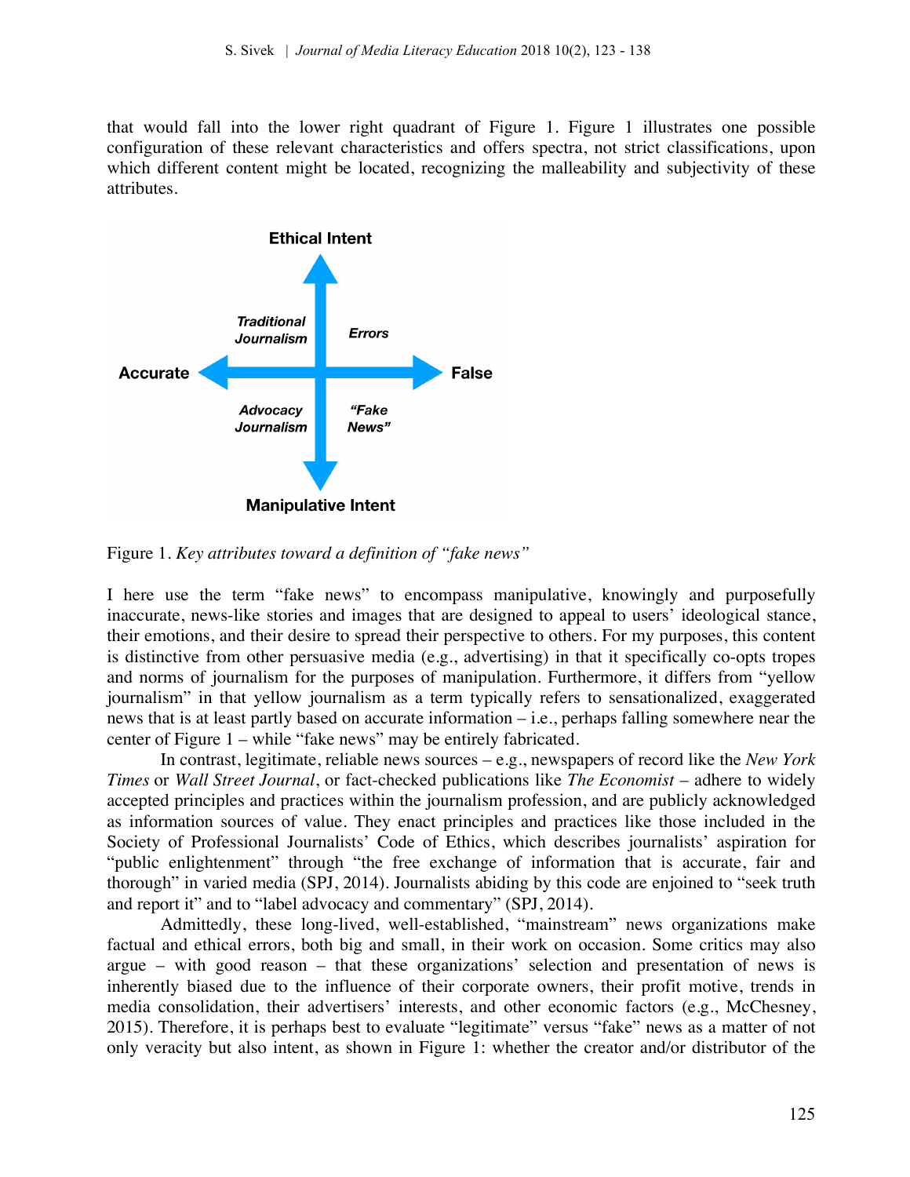that would fall into the lower right quadrant of Figure 1. Figure 1 illustrates one possible configuration of these relevant characteristics and offers spectra, not strict classifications, upon which different content might be located, recognizing the malleability and subjectivity of these attributes.

Ethical Intent

Traditional Journalism

Errors

Accurate

False

Advocacy Journalism

"Fake News"

Manipulative Intent

Figure 1. *Key attributes toward a definition of "fake news"*

I here use the term "fake news" to encompass manipulative, knowingly and purposefully inaccurate, news-like stories and images that are designed to appeal to users' ideological stance, their emotions, and their desire to spread their perspective to others. For my purposes, this content is distinctive from other persuasive media (e.g., advertising) in that it specifically co-opts tropes and norms of journalism for the purposes of manipulation. Furthermore, it differs from "yellow journalism" in that yellow journalism as a term typically refers to sensationalized, exaggerated news that is at least partly based on accurate information – i.e., perhaps falling somewhere near the center of Figure 1 – while "fake news" may be entirely fabricated.

In contrast, legitimate, reliable news sources – e.g., newspapers of record like the *New York Times* or *Wall Street Journal*, or fact-checked publications like *The Economist* – adhere to widely accepted principles and practices within the journalism profession, and are publicly acknowledged as information sources of value. They enact principles and practices like those included in the Society of Professional Journalists' Code of Ethics, which describes journalists' aspiration for "public enlightenment" through "the free exchange of information that is accurate, fair and thorough" in varied media (SPJ, 2014). Journalists abiding by this code are enjoined to "seek truth and report it" and to "label advocacy and commentary" (SPJ, 2014).

Admittedly, these long-lived, well-established, "mainstream" news organizations make factual and ethical errors, both big and small, in their work on occasion. Some critics may also argue – with good reason – that these organizations' selection and presentation of news is inherently biased due to the influence of their corporate owners, their profit motive, trends in media consolidation, their advertisers' interests, and other economic factors (e.g., McChesney, 2015). Therefore, it is perhaps best to evaluate "legitimate" versus "fake" news as a matter of not only veracity but also intent, as shown in Figure 1: whether the creator and/or distributor of the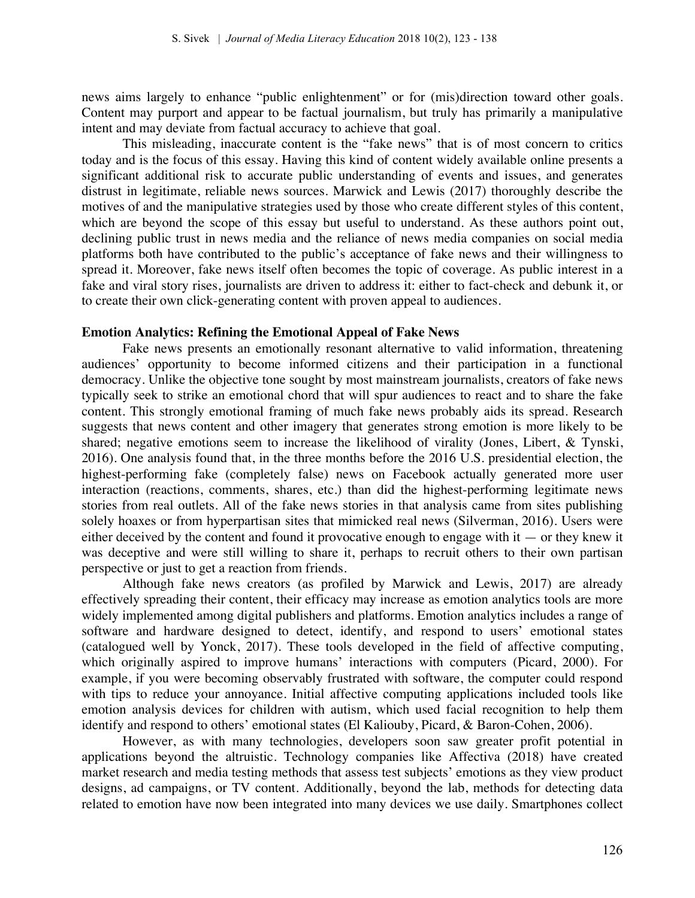news aims largely to enhance "public enlightenment" or for (mis)direction toward other goals. Content may purport and appear to be factual journalism, but truly has primarily a manipulative intent and may deviate from factual accuracy to achieve that goal.

This misleading, inaccurate content is the "fake news" that is of most concern to critics today and is the focus of this essay. Having this kind of content widely available online presents a significant additional risk to accurate public understanding of events and issues, and generates distrust in legitimate, reliable news sources. Marwick and Lewis (2017) thoroughly describe the motives of and the manipulative strategies used by those who create different styles of this content, which are beyond the scope of this essay but useful to understand. As these authors point out, declining public trust in news media and the reliance of news media companies on social media platforms both have contributed to the public's acceptance of fake news and their willingness to spread it. Moreover, fake news itself often becomes the topic of coverage. As public interest in a fake and viral story rises, journalists are driven to address it: either to fact-check and debunk it, or to create their own click-generating content with proven appeal to audiences.

**Emotion Analytics: Refining the Emotional Appeal of Fake News**

Fake news presents an emotionally resonant alternative to valid information, threatening audiences' opportunity to become informed citizens and their participation in a functional democracy. Unlike the objective tone sought by most mainstream journalists, creators of fake news typically seek to strike an emotional chord that will spur audiences to react and to share the fake content. This strongly emotional framing of much fake news probably aids its spread. Research suggests that news content and other imagery that generates strong emotion is more likely to be shared; negative emotions seem to increase the likelihood of virality (Jones, Libert, & Tynski, 2016). One analysis found that, in the three months before the 2016 U.S. presidential election, the highest-performing fake (completely false) news on Facebook actually generated more user interaction (reactions, comments, shares, etc.) than did the highest-performing legitimate news stories from real outlets. All of the fake news stories in that analysis came from sites publishing solely hoaxes or from hyperpartisan sites that mimicked real news (Silverman, 2016). Users were either deceived by the content and found it provocative enough to engage with it — or they knew it was deceptive and were still willing to share it, perhaps to recruit others to their own partisan perspective or just to get a reaction from friends.

Although fake news creators (as profiled by Marwick and Lewis, 2017) are already effectively spreading their content, their efficacy may increase as emotion analytics tools are more widely implemented among digital publishers and platforms. Emotion analytics includes a range of software and hardware designed to detect, identify, and respond to users' emotional states (catalogued well by Yonck, 2017). These tools developed in the field of affective computing, which originally aspired to improve humans' interactions with computers (Picard, 2000). For example, if you were becoming observably frustrated with software, the computer could respond with tips to reduce your annoyance. Initial affective computing applications included tools like emotion analysis devices for children with autism, which used facial recognition to help them identify and respond to others' emotional states (El Kaliouby, Picard, & Baron-Cohen, 2006).

However, as with many technologies, developers soon saw greater profit potential in applications beyond the altruistic. Technology companies like Affectiva (2018) have created market research and media testing methods that assess test subjects' emotions as they view product designs, ad campaigns, or TV content. Additionally, beyond the lab, methods for detecting data related to emotion have now been integrated into many devices we use daily. Smartphones collect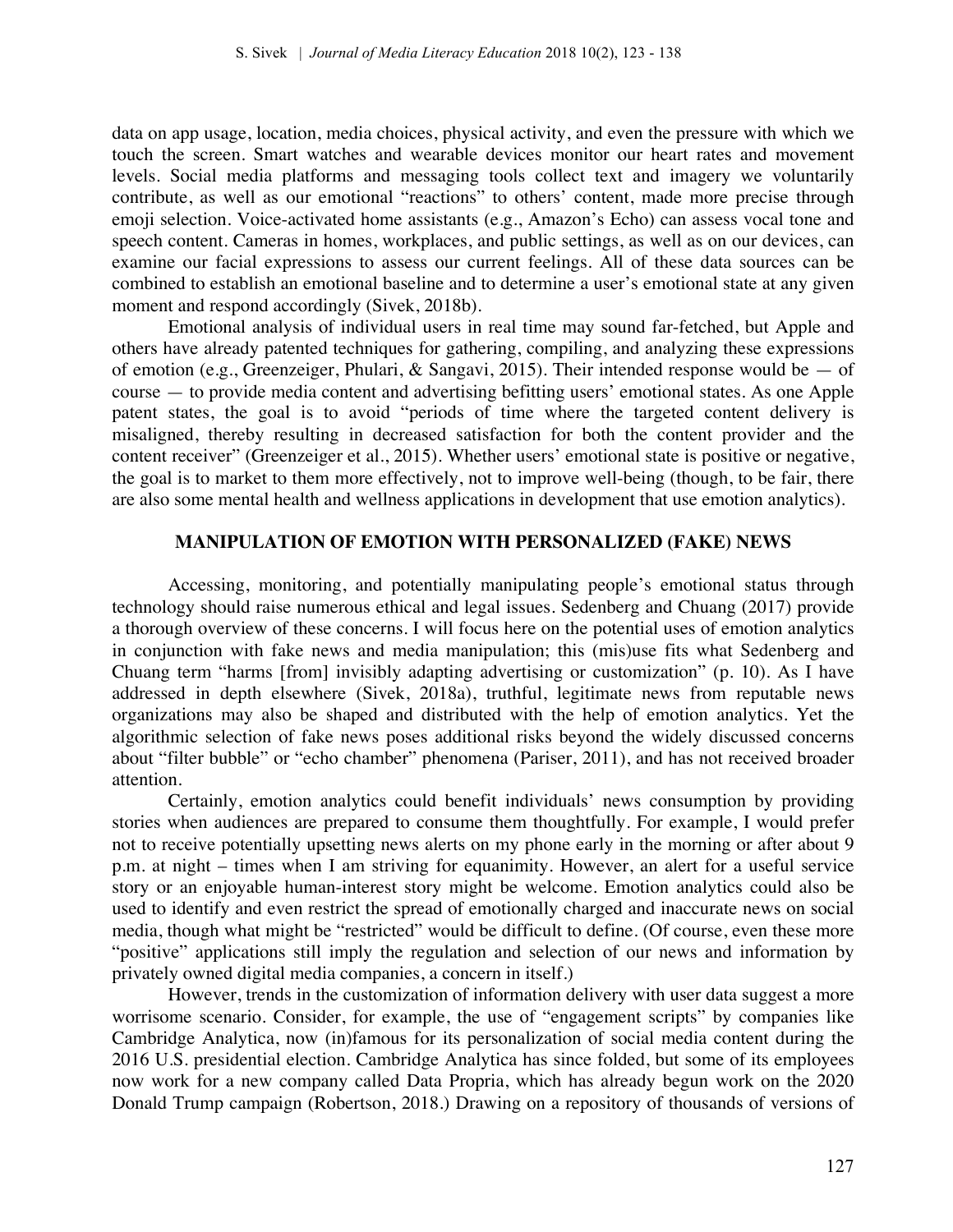data on app usage, location, media choices, physical activity, and even the pressure with which we touch the screen. Smart watches and wearable devices monitor our heart rates and movement levels. Social media platforms and messaging tools collect text and imagery we voluntarily contribute, as well as our emotional "reactions" to others' content, made more precise through emoji selection. Voice-activated home assistants (e.g., Amazon's Echo) can assess vocal tone and speech content. Cameras in homes, workplaces, and public settings, as well as on our devices, can examine our facial expressions to assess our current feelings. All of these data sources can be combined to establish an emotional baseline and to determine a user's emotional state at any given moment and respond accordingly (Sivek, 2018b).

Emotional analysis of individual users in real time may sound far-fetched, but Apple and others have already patented techniques for gathering, compiling, and analyzing these expressions of emotion (e.g., Greenzeiger, Phulari, & Sangavi, 2015). Their intended response would be — of course — to provide media content and advertising befitting users' emotional states. As one Apple patent states, the goal is to avoid "periods of time where the targeted content delivery is misaligned, thereby resulting in decreased satisfaction for both the content provider and the content receiver" (Greenzeiger et al., 2015). Whether users' emotional state is positive or negative, the goal is to market to them more effectively, not to improve well-being (though, to be fair, there are also some mental health and wellness applications in development that use emotion analytics).

## MANIPULATION OF EMOTION WITH PERSONALIZED (FAKE) NEWS

Accessing, monitoring, and potentially manipulating people's emotional status through technology should raise numerous ethical and legal issues. Sedenberg and Chuang (2017) provide a thorough overview of these concerns. I will focus here on the potential uses of emotion analytics in conjunction with fake news and media manipulation; this (mis)use fits what Sedenberg and Chuang term "harms [from] invisibly adapting advertising or customization" (p. 10). As I have addressed in depth elsewhere (Sivek, 2018a), truthful, legitimate news from reputable news organizations may also be shaped and distributed with the help of emotion analytics. Yet the algorithmic selection of fake news poses additional risks beyond the widely discussed concerns about "filter bubble" or "echo chamber" phenomena (Pariser, 2011), and has not received broader attention.

Certainly, emotion analytics could benefit individuals' news consumption by providing stories when audiences are prepared to consume them thoughtfully. For example, I would prefer not to receive potentially upsetting news alerts on my phone early in the morning or after about 9 p.m. at night – times when I am striving for equanimity. However, an alert for a useful service story or an enjoyable human-interest story might be welcome. Emotion analytics could also be used to identify and even restrict the spread of emotionally charged and inaccurate news on social media, though what might be "restricted" would be difficult to define. (Of course, even these more "positive" applications still imply the regulation and selection of our news and information by privately owned digital media companies, a concern in itself.)

However, trends in the customization of information delivery with user data suggest a more worrisome scenario. Consider, for example, the use of "engagement scripts" by companies like Cambridge Analytica, now (in)famous for its personalization of social media content during the 2016 U.S. presidential election. Cambridge Analytica has since folded, but some of its employees now work for a new company called Data Propria, which has already begun work on the 2020 Donald Trump campaign (Robertson, 2018.) Drawing on a repository of thousands of versions of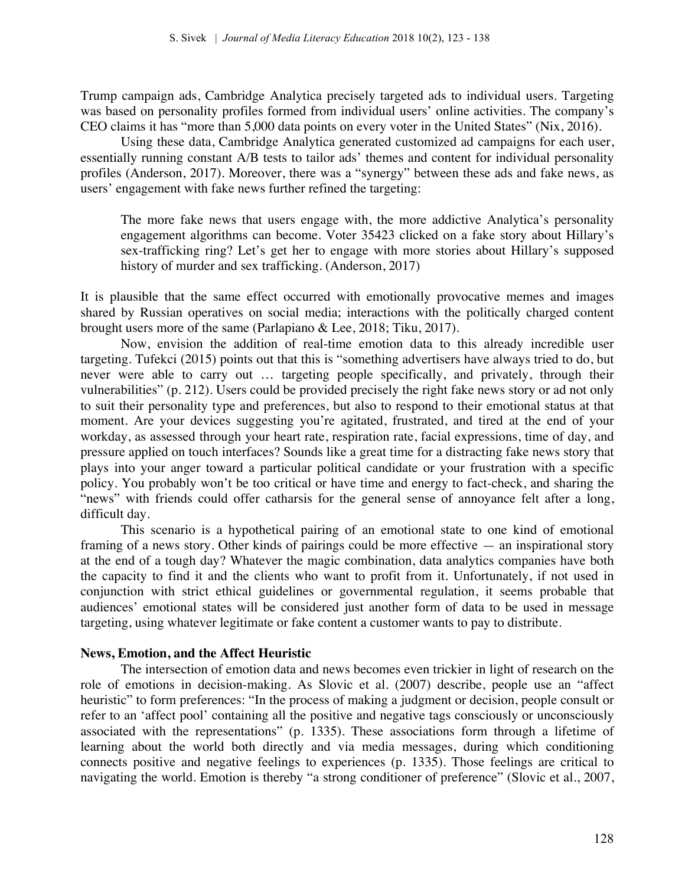Trump campaign ads, Cambridge Analytica precisely targeted ads to individual users. Targeting was based on personality profiles formed from individual users' online activities. The company's CEO claims it has "more than 5,000 data points on every voter in the United States" (Nix, 2016).

Using these data, Cambridge Analytica generated customized ad campaigns for each user, essentially running constant A/B tests to tailor ads' themes and content for individual personality profiles (Anderson, 2017). Moreover, there was a "synergy" between these ads and fake news, as users' engagement with fake news further refined the targeting:

> The more fake news that users engage with, the more addictive Analytica's personality engagement algorithms can become. Voter 35423 clicked on a fake story about Hillary's sex-trafficking ring? Let's get her to engage with more stories about Hillary's supposed history of murder and sex trafficking. (Anderson, 2017)

It is plausible that the same effect occurred with emotionally provocative memes and images shared by Russian operatives on social media; interactions with the politically charged content brought users more of the same (Parlapiano & Lee, 2018; Tiku, 2017).

Now, envision the addition of real-time emotion data to this already incredible user targeting. Tufekci (2015) points out that this is "something advertisers have always tried to do, but never were able to carry out … targeting people specifically, and privately, through their vulnerabilities" (p. 212). Users could be provided precisely the right fake news story or ad not only to suit their personality type and preferences, but also to respond to their emotional status at that moment. Are your devices suggesting you're agitated, frustrated, and tired at the end of your workday, as assessed through your heart rate, respiration rate, facial expressions, time of day, and pressure applied on touch interfaces? Sounds like a great time for a distracting fake news story that plays into your anger toward a particular political candidate or your frustration with a specific policy. You probably won't be too critical or have time and energy to fact-check, and sharing the "news" with friends could offer catharsis for the general sense of annoyance felt after a long, difficult day.

This scenario is a hypothetical pairing of an emotional state to one kind of emotional framing of a news story. Other kinds of pairings could be more effective — an inspirational story at the end of a tough day? Whatever the magic combination, data analytics companies have both the capacity to find it and the clients who want to profit from it. Unfortunately, if not used in conjunction with strict ethical guidelines or governmental regulation, it seems probable that audiences' emotional states will be considered just another form of data to be used in message targeting, using whatever legitimate or fake content a customer wants to pay to distribute.

### News, Emotion, and the Affect Heuristic

The intersection of emotion data and news becomes even trickier in light of research on the role of emotions in decision-making. As Slovic et al. (2007) describe, people use an "affect heuristic" to form preferences: "In the process of making a judgment or decision, people consult or refer to an 'affect pool' containing all the positive and negative tags consciously or unconsciously associated with the representations" (p. 1335). These associations form through a lifetime of learning about the world both directly and via media messages, during which conditioning connects positive and negative feelings to experiences (p. 1335). Those feelings are critical to navigating the world. Emotion is thereby "a strong conditioner of preference" (Slovic et al., 2007,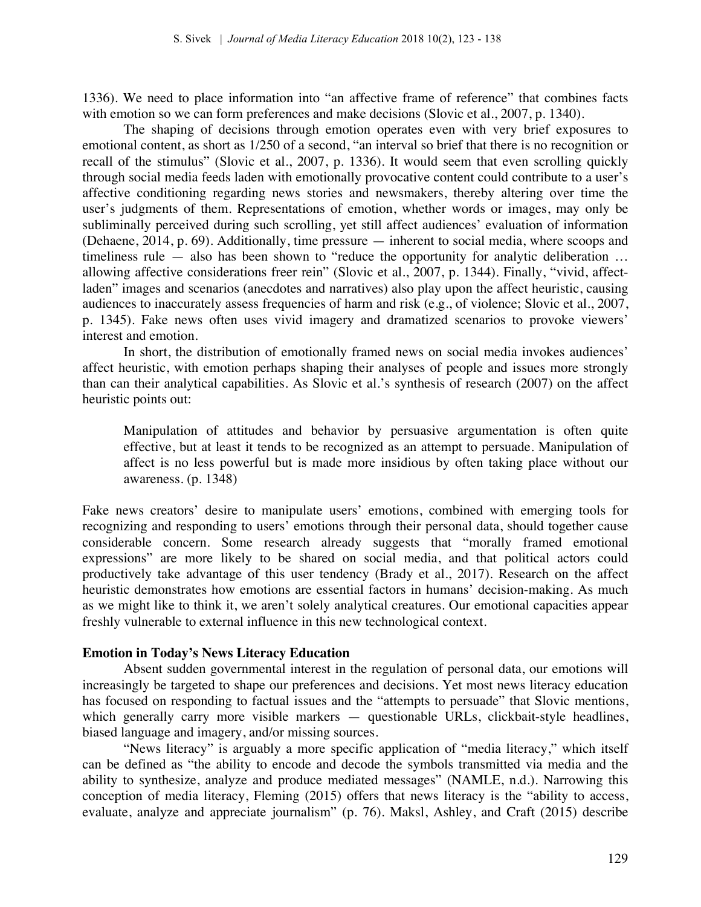1336). We need to place information into "an affective frame of reference" that combines facts with emotion so we can form preferences and make decisions (Slovic et al., 2007, p. 1340).

The shaping of decisions through emotion operates even with very brief exposures to emotional content, as short as 1/250 of a second, "an interval so brief that there is no recognition or recall of the stimulus" (Slovic et al., 2007, p. 1336). It would seem that even scrolling quickly through social media feeds laden with emotionally provocative content could contribute to a user's affective conditioning regarding news stories and newsmakers, thereby altering over time the user's judgments of them. Representations of emotion, whether words or images, may only be subliminally perceived during such scrolling, yet still affect audiences' evaluation of information (Dehaene, 2014, p. 69). Additionally, time pressure — inherent to social media, where scoops and timeliness rule — also has been shown to "reduce the opportunity for analytic deliberation … allowing affective considerations freer rein" (Slovic et al., 2007, p. 1344). Finally, "vivid, affect-laden" images and scenarios (anecdotes and narratives) also play upon the affect heuristic, causing audiences to inaccurately assess frequencies of harm and risk (e.g., of violence; Slovic et al., 2007, p. 1345). Fake news often uses vivid imagery and dramatized scenarios to provoke viewers' interest and emotion.

In short, the distribution of emotionally framed news on social media invokes audiences' affect heuristic, with emotion perhaps shaping their analyses of people and issues more strongly than can their analytical capabilities. As Slovic et al.'s synthesis of research (2007) on the affect heuristic points out:

> Manipulation of attitudes and behavior by persuasive argumentation is often quite effective, but at least it tends to be recognized as an attempt to persuade. Manipulation of affect is no less powerful but is made more insidious by often taking place without our awareness. (p. 1348)

Fake news creators' desire to manipulate users' emotions, combined with emerging tools for recognizing and responding to users' emotions through their personal data, should together cause considerable concern. Some research already suggests that "morally framed emotional expressions" are more likely to be shared on social media, and that political actors could productively take advantage of this user tendency (Brady et al., 2017). Research on the affect heuristic demonstrates how emotions are essential factors in humans' decision-making. As much as we might like to think it, we aren't solely analytical creatures. Our emotional capacities appear freshly vulnerable to external influence in this new technological context.

## Emotion in Today's News Literacy Education

Absent sudden governmental interest in the regulation of personal data, our emotions will increasingly be targeted to shape our preferences and decisions. Yet most news literacy education has focused on responding to factual issues and the "attempts to persuade" that Slovic mentions, which generally carry more visible markers — questionable URLs, clickbait-style headlines, biased language and imagery, and/or missing sources.

"News literacy" is arguably a more specific application of "media literacy," which itself can be defined as "the ability to encode and decode the symbols transmitted via media and the ability to synthesize, analyze and produce mediated messages" (NAMLE, n.d.). Narrowing this conception of media literacy, Fleming (2015) offers that news literacy is the "ability to access, evaluate, analyze and appreciate journalism" (p. 76). Maksl, Ashley, and Craft (2015) describe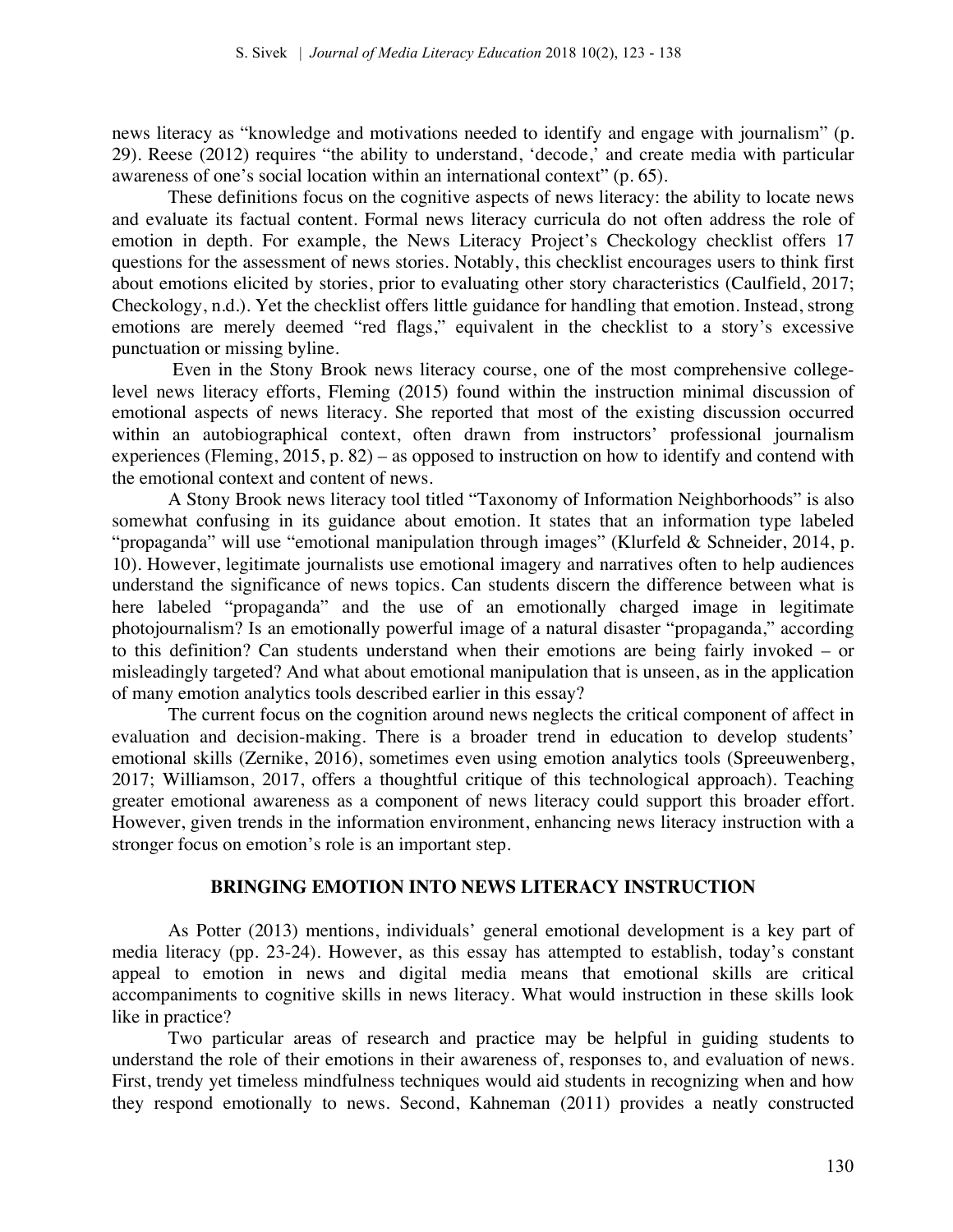news literacy as "knowledge and motivations needed to identify and engage with journalism" (p. 29). Reese (2012) requires "the ability to understand, 'decode,' and create media with particular awareness of one's social location within an international context" (p. 65).

These definitions focus on the cognitive aspects of news literacy: the ability to locate news and evaluate its factual content. Formal news literacy curricula do not often address the role of emotion in depth. For example, the News Literacy Project's Checkology checklist offers 17 questions for the assessment of news stories. Notably, this checklist encourages users to think first about emotions elicited by stories, prior to evaluating other story characteristics (Caulfield, 2017; Checkology, n.d.). Yet the checklist offers little guidance for handling that emotion. Instead, strong emotions are merely deemed "red flags," equivalent in the checklist to a story's excessive punctuation or missing byline.

Even in the Stony Brook news literacy course, one of the most comprehensive college-level news literacy efforts, Fleming (2015) found within the instruction minimal discussion of emotional aspects of news literacy. She reported that most of the existing discussion occurred within an autobiographical context, often drawn from instructors' professional journalism experiences (Fleming, 2015, p. 82) – as opposed to instruction on how to identify and contend with the emotional context and content of news.

A Stony Brook news literacy tool titled "Taxonomy of Information Neighborhoods" is also somewhat confusing in its guidance about emotion. It states that an information type labeled "propaganda" will use "emotional manipulation through images" (Klurfeld & Schneider, 2014, p. 10). However, legitimate journalists use emotional imagery and narratives often to help audiences understand the significance of news topics. Can students discern the difference between what is here labeled "propaganda" and the use of an emotionally charged image in legitimate photojournalism? Is an emotionally powerful image of a natural disaster "propaganda," according to this definition? Can students understand when their emotions are being fairly invoked – or misleadingly targeted? And what about emotional manipulation that is unseen, as in the application of many emotion analytics tools described earlier in this essay?

The current focus on the cognition around news neglects the critical component of affect in evaluation and decision-making. There is a broader trend in education to develop students' emotional skills (Zernike, 2016), sometimes even using emotion analytics tools (Spreeuwenberg, 2017; Williamson, 2017, offers a thoughtful critique of this technological approach). Teaching greater emotional awareness as a component of news literacy could support this broader effort. However, given trends in the information environment, enhancing news literacy instruction with a stronger focus on emotion's role is an important step.

## BRINGING EMOTION INTO NEWS LITERACY INSTRUCTION

As Potter (2013) mentions, individuals' general emotional development is a key part of media literacy (pp. 23-24). However, as this essay has attempted to establish, today's constant appeal to emotion in news and digital media means that emotional skills are critical accompaniments to cognitive skills in news literacy. What would instruction in these skills look like in practice?

Two particular areas of research and practice may be helpful in guiding students to understand the role of their emotions in their awareness of, responses to, and evaluation of news. First, trendy yet timeless mindfulness techniques would aid students in recognizing when and how they respond emotionally to news. Second, Kahneman (2011) provides a neatly constructed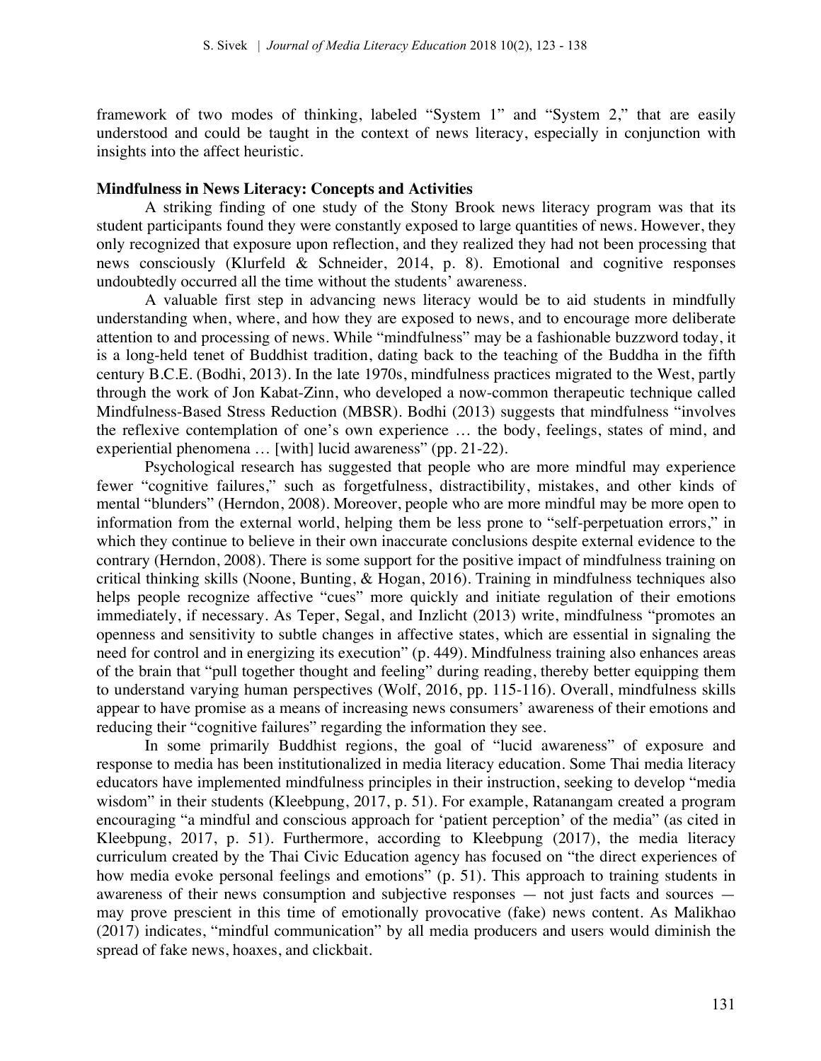framework of two modes of thinking, labeled "System 1" and "System 2," that are easily understood and could be taught in the context of news literacy, especially in conjunction with insights into the affect heuristic.

**Mindfulness in News Literacy: Concepts and Activities**

A striking finding of one study of the Stony Brook news literacy program was that its student participants found they were constantly exposed to large quantities of news. However, they only recognized that exposure upon reflection, and they realized they had not been processing that news consciously (Klurfeld & Schneider, 2014, p. 8). Emotional and cognitive responses undoubtedly occurred all the time without the students' awareness.

A valuable first step in advancing news literacy would be to aid students in mindfully understanding when, where, and how they are exposed to news, and to encourage more deliberate attention to and processing of news. While "mindfulness" may be a fashionable buzzword today, it is a long-held tenet of Buddhist tradition, dating back to the teaching of the Buddha in the fifth century B.C.E. (Bodhi, 2013). In the late 1970s, mindfulness practices migrated to the West, partly through the work of Jon Kabat-Zinn, who developed a now-common therapeutic technique called Mindfulness-Based Stress Reduction (MBSR). Bodhi (2013) suggests that mindfulness "involves the reflexive contemplation of one's own experience … the body, feelings, states of mind, and experiential phenomena … [with] lucid awareness" (pp. 21-22).

Psychological research has suggested that people who are more mindful may experience fewer "cognitive failures," such as forgetfulness, distractibility, mistakes, and other kinds of mental "blunders" (Herndon, 2008). Moreover, people who are more mindful may be more open to information from the external world, helping them be less prone to "self-perpetuation errors," in which they continue to believe in their own inaccurate conclusions despite external evidence to the contrary (Herndon, 2008). There is some support for the positive impact of mindfulness training on critical thinking skills (Noone, Bunting, & Hogan, 2016). Training in mindfulness techniques also helps people recognize affective "cues" more quickly and initiate regulation of their emotions immediately, if necessary. As Teper, Segal, and Inzlicht (2013) write, mindfulness "promotes an openness and sensitivity to subtle changes in affective states, which are essential in signaling the need for control and in energizing its execution" (p. 449). Mindfulness training also enhances areas of the brain that "pull together thought and feeling" during reading, thereby better equipping them to understand varying human perspectives (Wolf, 2016, pp. 115-116). Overall, mindfulness skills appear to have promise as a means of increasing news consumers' awareness of their emotions and reducing their "cognitive failures" regarding the information they see.

In some primarily Buddhist regions, the goal of "lucid awareness" of exposure and response to media has been institutionalized in media literacy education. Some Thai media literacy educators have implemented mindfulness principles in their instruction, seeking to develop "media wisdom" in their students (Kleebpung, 2017, p. 51). For example, Ratanangam created a program encouraging "a mindful and conscious approach for 'patient perception' of the media" (as cited in Kleebpung, 2017, p. 51). Furthermore, according to Kleebpung (2017), the media literacy curriculum created by the Thai Civic Education agency has focused on "the direct experiences of how media evoke personal feelings and emotions" (p. 51). This approach to training students in awareness of their news consumption and subjective responses — not just facts and sources — may prove prescient in this time of emotionally provocative (fake) news content. As Malikhao (2017) indicates, "mindful communication" by all media producers and users would diminish the spread of fake news, hoaxes, and clickbait.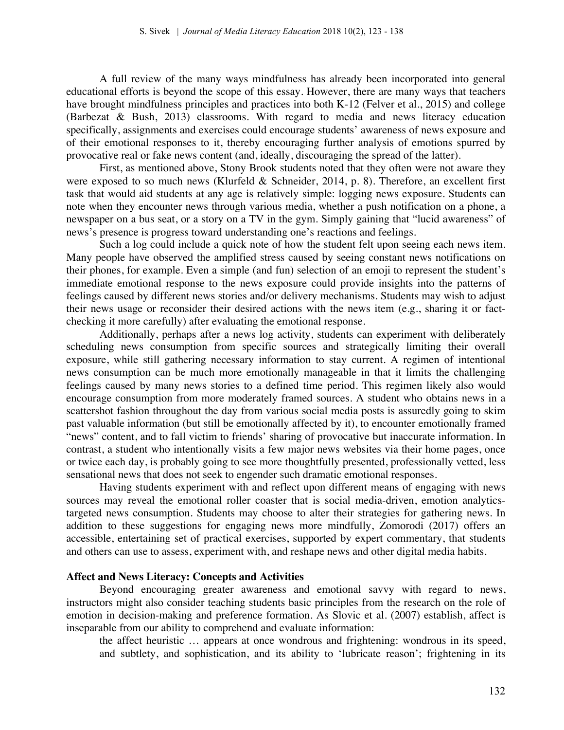A full review of the many ways mindfulness has already been incorporated into general educational efforts is beyond the scope of this essay. However, there are many ways that teachers have brought mindfulness principles and practices into both K-12 (Felver et al., 2015) and college (Barbezat & Bush, 2013) classrooms. With regard to media and news literacy education specifically, assignments and exercises could encourage students' awareness of news exposure and of their emotional responses to it, thereby encouraging further analysis of emotions spurred by provocative real or fake news content (and, ideally, discouraging the spread of the latter).

First, as mentioned above, Stony Brook students noted that they often were not aware they were exposed to so much news (Klurfeld & Schneider, 2014, p. 8). Therefore, an excellent first task that would aid students at any age is relatively simple: logging news exposure. Students can note when they encounter news through various media, whether a push notification on a phone, a newspaper on a bus seat, or a story on a TV in the gym. Simply gaining that "lucid awareness" of news's presence is progress toward understanding one's reactions and feelings.

Such a log could include a quick note of how the student felt upon seeing each news item. Many people have observed the amplified stress caused by seeing constant news notifications on their phones, for example. Even a simple (and fun) selection of an emoji to represent the student's immediate emotional response to the news exposure could provide insights into the patterns of feelings caused by different news stories and/or delivery mechanisms. Students may wish to adjust their news usage or reconsider their desired actions with the news item (e.g., sharing it or fact-checking it more carefully) after evaluating the emotional response.

Additionally, perhaps after a news log activity, students can experiment with deliberately scheduling news consumption from specific sources and strategically limiting their overall exposure, while still gathering necessary information to stay current. A regimen of intentional news consumption can be much more emotionally manageable in that it limits the challenging feelings caused by many news stories to a defined time period. This regimen likely also would encourage consumption from more moderately framed sources. A student who obtains news in a scattershot fashion throughout the day from various social media posts is assuredly going to skim past valuable information (but still be emotionally affected by it), to encounter emotionally framed "news" content, and to fall victim to friends' sharing of provocative but inaccurate information. In contrast, a student who intentionally visits a few major news websites via their home pages, once or twice each day, is probably going to see more thoughtfully presented, professionally vetted, less sensational news that does not seek to engender such dramatic emotional responses.

Having students experiment with and reflect upon different means of engaging with news sources may reveal the emotional roller coaster that is social media-driven, emotion analytics-targeted news consumption. Students may choose to alter their strategies for gathering news. In addition to these suggestions for engaging news more mindfully, Zomorodi (2017) offers an accessible, entertaining set of practical exercises, supported by expert commentary, that students and others can use to assess, experiment with, and reshape news and other digital media habits.

**Affect and News Literacy: Concepts and Activities**

Beyond encouraging greater awareness and emotional savvy with regard to news, instructors might also consider teaching students basic principles from the research on the role of emotion in decision-making and preference formation. As Slovic et al. (2007) establish, affect is inseparable from our ability to comprehend and evaluate information:

> the affect heuristic … appears at once wondrous and frightening: wondrous in its speed, and subtlety, and sophistication, and its ability to 'lubricate reason'; frightening in its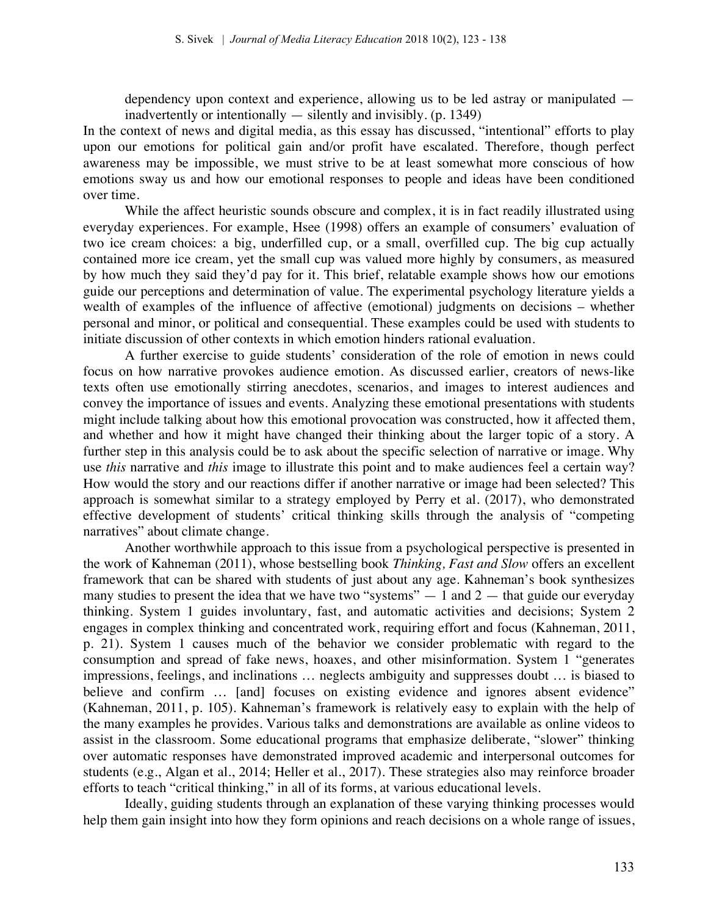dependency upon context and experience, allowing us to be led astray or manipulated — inadvertently or intentionally — silently and invisibly. (p. 1349)

In the context of news and digital media, as this essay has discussed, "intentional" efforts to play upon our emotions for political gain and/or profit have escalated. Therefore, though perfect awareness may be impossible, we must strive to be at least somewhat more conscious of how emotions sway us and how our emotional responses to people and ideas have been conditioned over time.

While the affect heuristic sounds obscure and complex, it is in fact readily illustrated using everyday experiences. For example, Hsee (1998) offers an example of consumers' evaluation of two ice cream choices: a big, underfilled cup, or a small, overfilled cup. The big cup actually contained more ice cream, yet the small cup was valued more highly by consumers, as measured by how much they said they'd pay for it. This brief, relatable example shows how our emotions guide our perceptions and determination of value. The experimental psychology literature yields a wealth of examples of the influence of affective (emotional) judgments on decisions – whether personal and minor, or political and consequential. These examples could be used with students to initiate discussion of other contexts in which emotion hinders rational evaluation.

A further exercise to guide students' consideration of the role of emotion in news could focus on how narrative provokes audience emotion. As discussed earlier, creators of news-like texts often use emotionally stirring anecdotes, scenarios, and images to interest audiences and convey the importance of issues and events. Analyzing these emotional presentations with students might include talking about how this emotional provocation was constructed, how it affected them, and whether and how it might have changed their thinking about the larger topic of a story. A further step in this analysis could be to ask about the specific selection of narrative or image. Why use *this* narrative and *this* image to illustrate this point and to make audiences feel a certain way? How would the story and our reactions differ if another narrative or image had been selected? This approach is somewhat similar to a strategy employed by Perry et al. (2017), who demonstrated effective development of students' critical thinking skills through the analysis of "competing narratives" about climate change.

Another worthwhile approach to this issue from a psychological perspective is presented in the work of Kahneman (2011), whose bestselling book *Thinking, Fast and Slow* offers an excellent framework that can be shared with students of just about any age. Kahneman's book synthesizes many studies to present the idea that we have two "systems" — 1 and 2 — that guide our everyday thinking. System 1 guides involuntary, fast, and automatic activities and decisions; System 2 engages in complex thinking and concentrated work, requiring effort and focus (Kahneman, 2011, p. 21). System 1 causes much of the behavior we consider problematic with regard to the consumption and spread of fake news, hoaxes, and other misinformation. System 1 "generates impressions, feelings, and inclinations … neglects ambiguity and suppresses doubt … is biased to believe and confirm … [and] focuses on existing evidence and ignores absent evidence" (Kahneman, 2011, p. 105). Kahneman's framework is relatively easy to explain with the help of the many examples he provides. Various talks and demonstrations are available as online videos to assist in the classroom. Some educational programs that emphasize deliberate, "slower" thinking over automatic responses have demonstrated improved academic and interpersonal outcomes for students (e.g., Algan et al., 2014; Heller et al., 2017). These strategies also may reinforce broader efforts to teach "critical thinking," in all of its forms, at various educational levels.

Ideally, guiding students through an explanation of these varying thinking processes would help them gain insight into how they form opinions and reach decisions on a whole range of issues,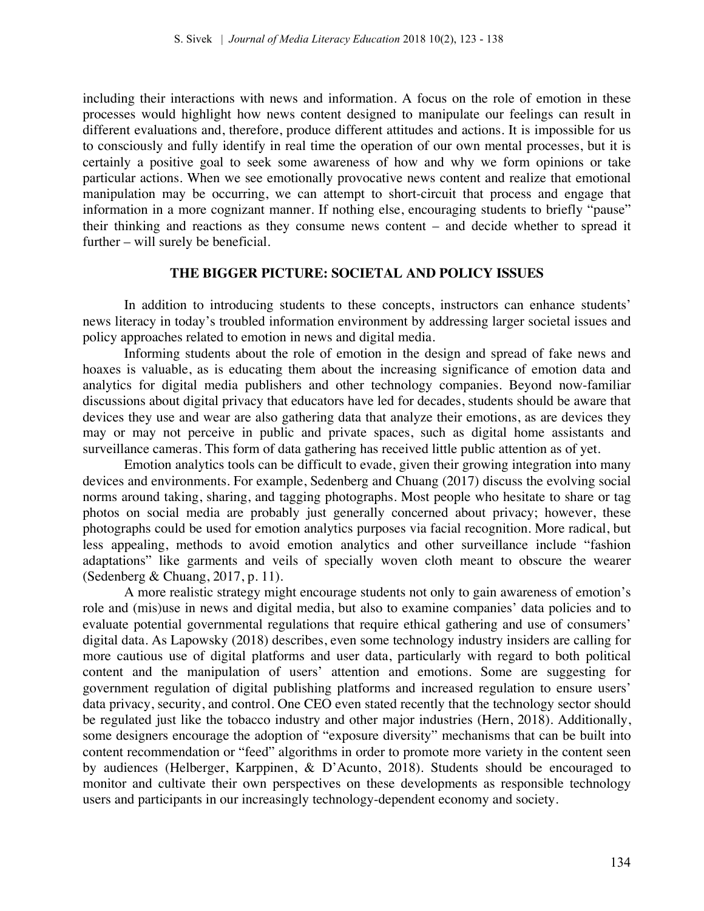including their interactions with news and information. A focus on the role of emotion in these processes would highlight how news content designed to manipulate our feelings can result in different evaluations and, therefore, produce different attitudes and actions. It is impossible for us to consciously and fully identify in real time the operation of our own mental processes, but it is certainly a positive goal to seek some awareness of how and why we form opinions or take particular actions. When we see emotionally provocative news content and realize that emotional manipulation may be occurring, we can attempt to short-circuit that process and engage that information in a more cognizant manner. If nothing else, encouraging students to briefly "pause" their thinking and reactions as they consume news content – and decide whether to spread it further – will surely be beneficial.

## THE BIGGER PICTURE: SOCIETAL AND POLICY ISSUES

In addition to introducing students to these concepts, instructors can enhance students' news literacy in today's troubled information environment by addressing larger societal issues and policy approaches related to emotion in news and digital media.

Informing students about the role of emotion in the design and spread of fake news and hoaxes is valuable, as is educating them about the increasing significance of emotion data and analytics for digital media publishers and other technology companies. Beyond now-familiar discussions about digital privacy that educators have led for decades, students should be aware that devices they use and wear are also gathering data that analyze their emotions, as are devices they may or may not perceive in public and private spaces, such as digital home assistants and surveillance cameras. This form of data gathering has received little public attention as of yet.

Emotion analytics tools can be difficult to evade, given their growing integration into many devices and environments. For example, Sedenberg and Chuang (2017) discuss the evolving social norms around taking, sharing, and tagging photographs. Most people who hesitate to share or tag photos on social media are probably just generally concerned about privacy; however, these photographs could be used for emotion analytics purposes via facial recognition. More radical, but less appealing, methods to avoid emotion analytics and other surveillance include "fashion adaptations" like garments and veils of specially woven cloth meant to obscure the wearer (Sedenberg & Chuang, 2017, p. 11).

A more realistic strategy might encourage students not only to gain awareness of emotion's role and (mis)use in news and digital media, but also to examine companies' data policies and to evaluate potential governmental regulations that require ethical gathering and use of consumers' digital data. As Lapowsky (2018) describes, even some technology industry insiders are calling for more cautious use of digital platforms and user data, particularly with regard to both political content and the manipulation of users' attention and emotions. Some are suggesting for government regulation of digital publishing platforms and increased regulation to ensure users' data privacy, security, and control. One CEO even stated recently that the technology sector should be regulated just like the tobacco industry and other major industries (Hern, 2018). Additionally, some designers encourage the adoption of "exposure diversity" mechanisms that can be built into content recommendation or "feed" algorithms in order to promote more variety in the content seen by audiences (Helberger, Karppinen, & D'Acunto, 2018). Students should be encouraged to monitor and cultivate their own perspectives on these developments as responsible technology users and participants in our increasingly technology-dependent economy and society.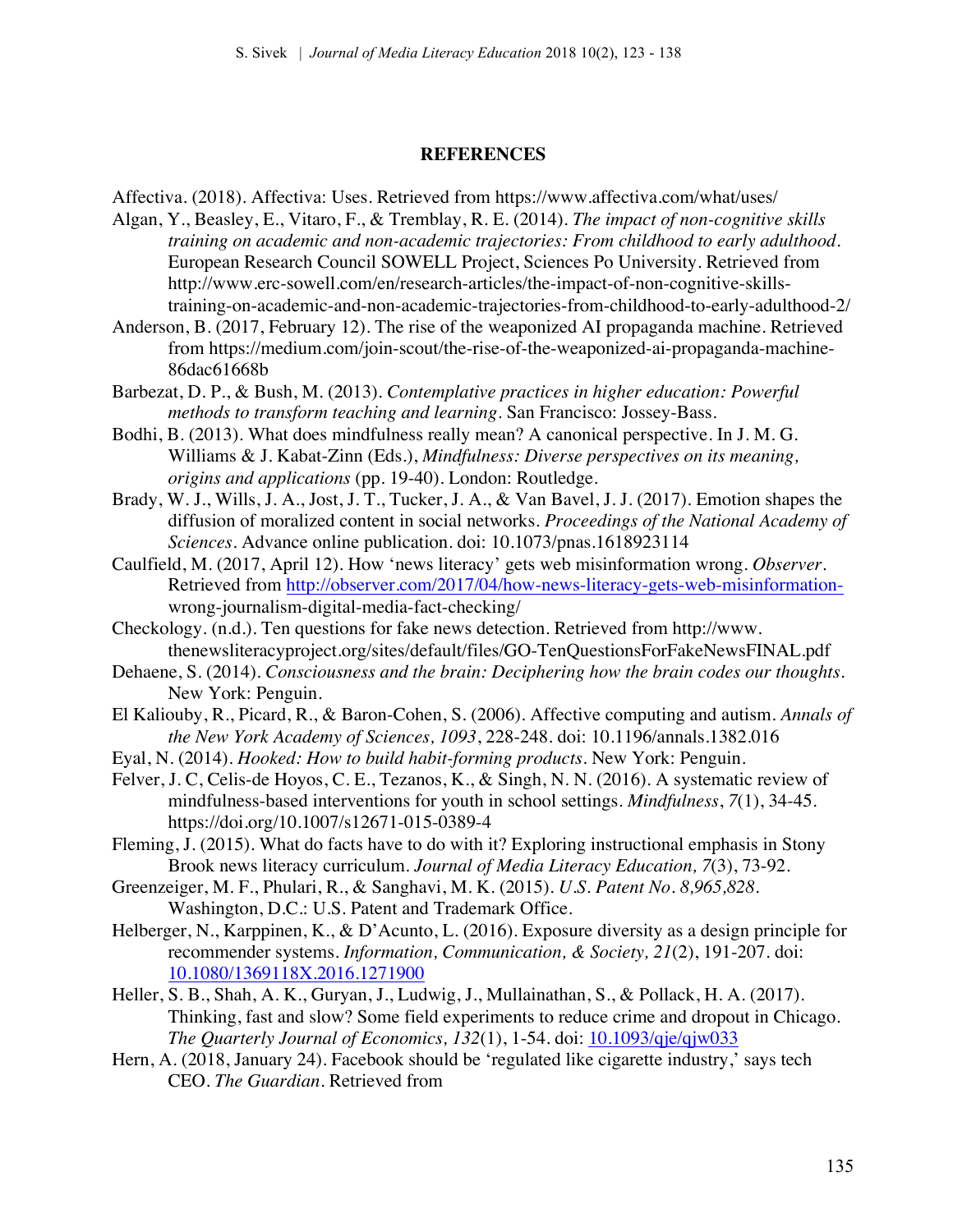## REFERENCES

Affectiva. (2018). Affectiva: Uses. Retrieved from https://www.affectiva.com/what/uses/

Algan, Y., Beasley, E., Vitaro, F., & Tremblay, R. E. (2014). *The impact of non-cognitive skills training on academic and non-academic trajectories: From childhood to early adulthood*. European Research Council SOWELL Project, Sciences Po University. Retrieved from http://www.erc-sowell.com/en/research-articles/the-impact-of-non-cognitive-skills-training-on-academic-and-non-academic-trajectories-from-childhood-to-early-adulthood-2/

Anderson, B. (2017, February 12). The rise of the weaponized AI propaganda machine. Retrieved from https://medium.com/join-scout/the-rise-of-the-weaponized-ai-propaganda-machine-86dac61668b

Barbezat, D. P., & Bush, M. (2013). *Contemplative practices in higher education: Powerful methods to transform teaching and learning*. San Francisco: Jossey-Bass.

Bodhi, B. (2013). What does mindfulness really mean? A canonical perspective. In J. M. G. Williams & J. Kabat-Zinn (Eds.), *Mindfulness: Diverse perspectives on its meaning, origins and applications* (pp. 19-40). London: Routledge.

Brady, W. J., Wills, J. A., Jost, J. T., Tucker, J. A., & Van Bavel, J. J. (2017). Emotion shapes the diffusion of moralized content in social networks. *Proceedings of the National Academy of Sciences*. Advance online publication. doi: 10.1073/pnas.1618923114

Caulfield, M. (2017, April 12). How 'news literacy' gets web misinformation wrong. *Observer*. Retrieved from http://observer.com/2017/04/how-news-literacy-gets-web-misinformation-wrong-journalism-digital-media-fact-checking/

Checkology. (n.d.). Ten questions for fake news detection. Retrieved from http://www.thenewsliteracyproject.org/sites/default/files/GO-TenQuestionsForFakeNewsFINAL.pdf

Dehaene, S. (2014). *Consciousness and the brain: Deciphering how the brain codes our thoughts*. New York: Penguin.

El Kaliouby, R., Picard, R., & Baron-Cohen, S. (2006). Affective computing and autism. *Annals of the New York Academy of Sciences, 1093*, 228-248. doi: 10.1196/annals.1382.016

Eyal, N. (2014). *Hooked: How to build habit-forming products*. New York: Penguin.

Felver, J. C, Celis-de Hoyos, C. E., Tezanos, K., & Singh, N. N. (2016). A systematic review of mindfulness-based interventions for youth in school settings. *Mindfulness*, *7*(1), 34-45. https://doi.org/10.1007/s12671-015-0389-4

Fleming, J. (2015). What do facts have to do with it? Exploring instructional emphasis in Stony Brook news literacy curriculum. *Journal of Media Literacy Education, 7*(3), 73-92.

Greenzeiger, M. F., Phulari, R., & Sanghavi, M. K. (2015). *U.S. Patent No. 8,965,828*. Washington, D.C.: U.S. Patent and Trademark Office.

Helberger, N., Karppinen, K., & D'Acunto, L. (2016). Exposure diversity as a design principle for recommender systems. *Information, Communication, & Society, 21*(2), 191-207. doi: 10.1080/1369118X.2016.1271900

Heller, S. B., Shah, A. K., Guryan, J., Ludwig, J., Mullainathan, S., & Pollack, H. A. (2017). Thinking, fast and slow? Some field experiments to reduce crime and dropout in Chicago. *The Quarterly Journal of Economics, 132*(1), 1-54. doi: 10.1093/qje/qjw033

Hern, A. (2018, January 24). Facebook should be 'regulated like cigarette industry,' says tech CEO. *The Guardian*. Retrieved from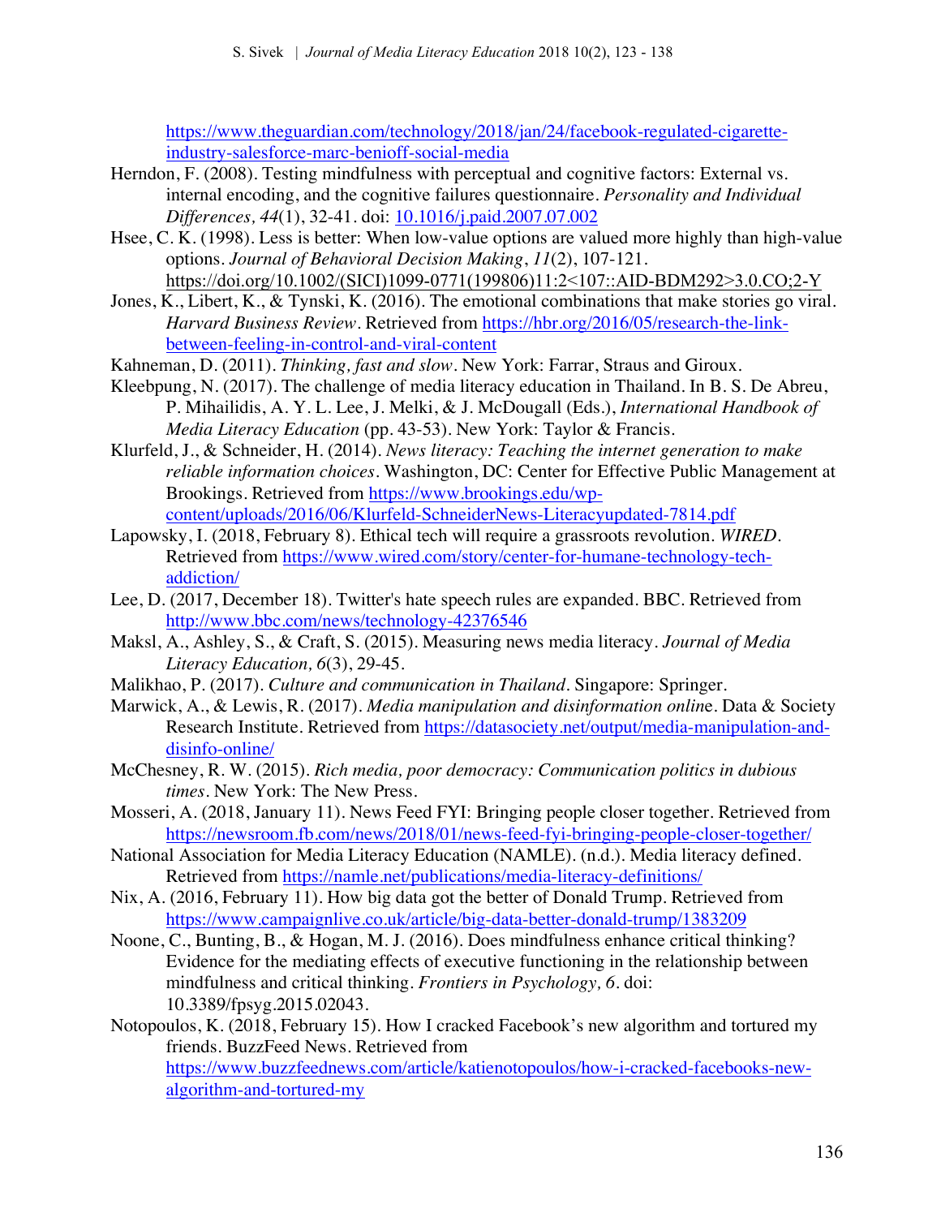https://www.theguardian.com/technology/2018/jan/24/facebook-regulated-cigarette-industry-salesforce-marc-benioff-social-media

Herndon, F. (2008). Testing mindfulness with perceptual and cognitive factors: External vs. internal encoding, and the cognitive failures questionnaire. *Personality and Individual Differences, 44*(1), 32-41. doi: 10.1016/j.paid.2007.07.002

Hsee, C. K. (1998). Less is better: When low-value options are valued more highly than high-value options. *Journal of Behavioral Decision Making*, *11*(2), 107-121. https://doi.org/10.1002/(SICI)1099-0771(199806)11:2<107::AID-BDM292>3.0.CO;2-Y

Jones, K., Libert, K., & Tynski, K. (2016). The emotional combinations that make stories go viral. *Harvard Business Review*. Retrieved from https://hbr.org/2016/05/research-the-link-between-feeling-in-control-and-viral-content

Kahneman, D. (2011). *Thinking, fast and slow*. New York: Farrar, Straus and Giroux.

Kleebpung, N. (2017). The challenge of media literacy education in Thailand. In B. S. De Abreu, P. Mihailidis, A. Y. L. Lee, J. Melki, & J. McDougall (Eds.), *International Handbook of Media Literacy Education* (pp. 43-53). New York: Taylor & Francis.

Klurfeld, J., & Schneider, H. (2014). *News literacy: Teaching the internet generation to make reliable information choices*. Washington, DC: Center for Effective Public Management at Brookings. Retrieved from https://www.brookings.edu/wp-content/uploads/2016/06/Klurfeld-SchneiderNews-Literacyupdated-7814.pdf

Lapowsky, I. (2018, February 8). Ethical tech will require a grassroots revolution. *WIRED*. Retrieved from https://www.wired.com/story/center-for-humane-technology-tech-addiction/

Lee, D. (2017, December 18). Twitter's hate speech rules are expanded. BBC. Retrieved from http://www.bbc.com/news/technology-42376546

Maksl, A., Ashley, S., & Craft, S. (2015). Measuring news media literacy. *Journal of Media Literacy Education, 6*(3), 29-45.

Malikhao, P. (2017). *Culture and communication in Thailand*. Singapore: Springer.

Marwick, A., & Lewis, R. (2017). *Media manipulation and disinformation online*. Data & Society Research Institute. Retrieved from https://datasociety.net/output/media-manipulation-and-disinfo-online/

McChesney, R. W. (2015). *Rich media, poor democracy: Communication politics in dubious times*. New York: The New Press.

Mosseri, A. (2018, January 11). News Feed FYI: Bringing people closer together. Retrieved from https://newsroom.fb.com/news/2018/01/news-feed-fyi-bringing-people-closer-together/

National Association for Media Literacy Education (NAMLE). (n.d.). Media literacy defined. Retrieved from https://namle.net/publications/media-literacy-definitions/

Nix, A. (2016, February 11). How big data got the better of Donald Trump. Retrieved from https://www.campaignlive.co.uk/article/big-data-better-donald-trump/1383209

Noone, C., Bunting, B., & Hogan, M. J. (2016). Does mindfulness enhance critical thinking? Evidence for the mediating effects of executive functioning in the relationship between mindfulness and critical thinking. *Frontiers in Psychology, 6*. doi: 10.3389/fpsyg.2015.02043.

Notopoulos, K. (2018, February 15). How I cracked Facebook's new algorithm and tortured my friends. BuzzFeed News. Retrieved from https://www.buzzfeednews.com/article/katienotopoulos/how-i-cracked-facebooks-new-algorithm-and-tortured-my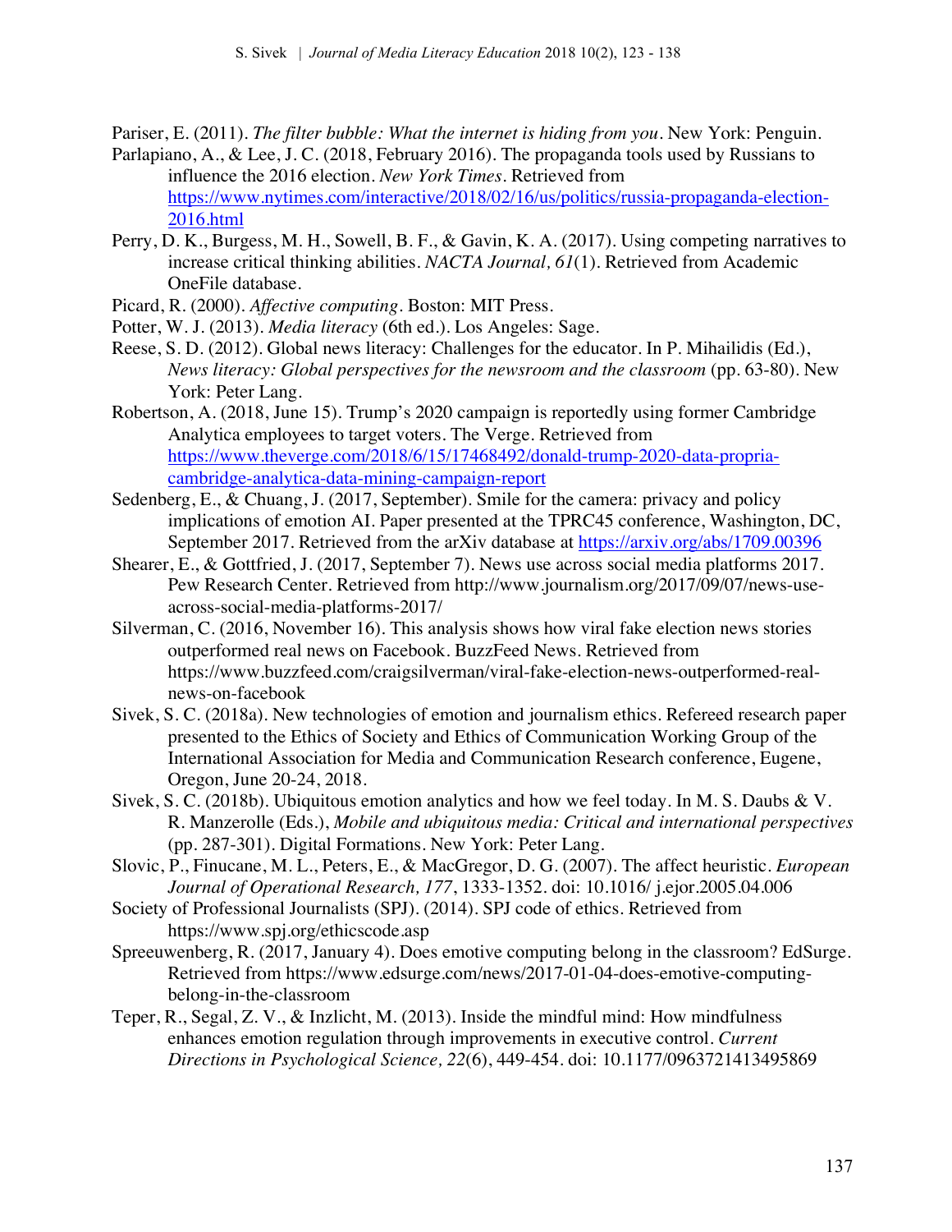Pariser, E. (2011). *The filter bubble: What the internet is hiding from you*. New York: Penguin.

Parlapiano, A., & Lee, J. C. (2018, February 2016). The propaganda tools used by Russians to influence the 2016 election. *New York Times*. Retrieved from https://www.nytimes.com/interactive/2018/02/16/us/politics/russia-propaganda-election-2016.html

Perry, D. K., Burgess, M. H., Sowell, B. F., & Gavin, K. A. (2017). Using competing narratives to increase critical thinking abilities. *NACTA Journal, 61*(1). Retrieved from Academic OneFile database.

Picard, R. (2000). *Affective computing*. Boston: MIT Press.

Potter, W. J. (2013). *Media literacy* (6th ed.). Los Angeles: Sage.

Reese, S. D. (2012). Global news literacy: Challenges for the educator. In P. Mihailidis (Ed.), *News literacy: Global perspectives for the newsroom and the classroom* (pp. 63-80). New York: Peter Lang.

Robertson, A. (2018, June 15). Trump's 2020 campaign is reportedly using former Cambridge Analytica employees to target voters. The Verge. Retrieved from https://www.theverge.com/2018/6/15/17468492/donald-trump-2020-data-propria-cambridge-analytica-data-mining-campaign-report

Sedenberg, E., & Chuang, J. (2017, September). Smile for the camera: privacy and policy implications of emotion AI. Paper presented at the TPRC45 conference, Washington, DC, September 2017. Retrieved from the arXiv database at https://arxiv.org/abs/1709.00396

Shearer, E., & Gottfried, J. (2017, September 7). News use across social media platforms 2017. Pew Research Center. Retrieved from http://www.journalism.org/2017/09/07/news-use-across-social-media-platforms-2017/

Silverman, C. (2016, November 16). This analysis shows how viral fake election news stories outperformed real news on Facebook. BuzzFeed News. Retrieved from https://www.buzzfeed.com/craigsilverman/viral-fake-election-news-outperformed-real-news-on-facebook

Sivek, S. C. (2018a). New technologies of emotion and journalism ethics. Refereed research paper presented to the Ethics of Society and Ethics of Communication Working Group of the International Association for Media and Communication Research conference, Eugene, Oregon, June 20-24, 2018.

Sivek, S. C. (2018b). Ubiquitous emotion analytics and how we feel today. In M. S. Daubs & V. R. Manzerolle (Eds.), *Mobile and ubiquitous media: Critical and international perspectives* (pp. 287-301). Digital Formations. New York: Peter Lang.

Slovic, P., Finucane, M. L., Peters, E., & MacGregor, D. G. (2007). The affect heuristic. *European Journal of Operational Research, 177*, 1333-1352. doi: 10.1016/ j.ejor.2005.04.006

Society of Professional Journalists (SPJ). (2014). SPJ code of ethics. Retrieved from https://www.spj.org/ethicscode.asp

Spreeuwenberg, R. (2017, January 4). Does emotive computing belong in the classroom? EdSurge. Retrieved from https://www.edsurge.com/news/2017-01-04-does-emotive-computing-belong-in-the-classroom

Teper, R., Segal, Z. V., & Inzlicht, M. (2013). Inside the mindful mind: How mindfulness enhances emotion regulation through improvements in executive control. *Current Directions in Psychological Science, 22*(6), 449-454. doi: 10.1177/0963721413495869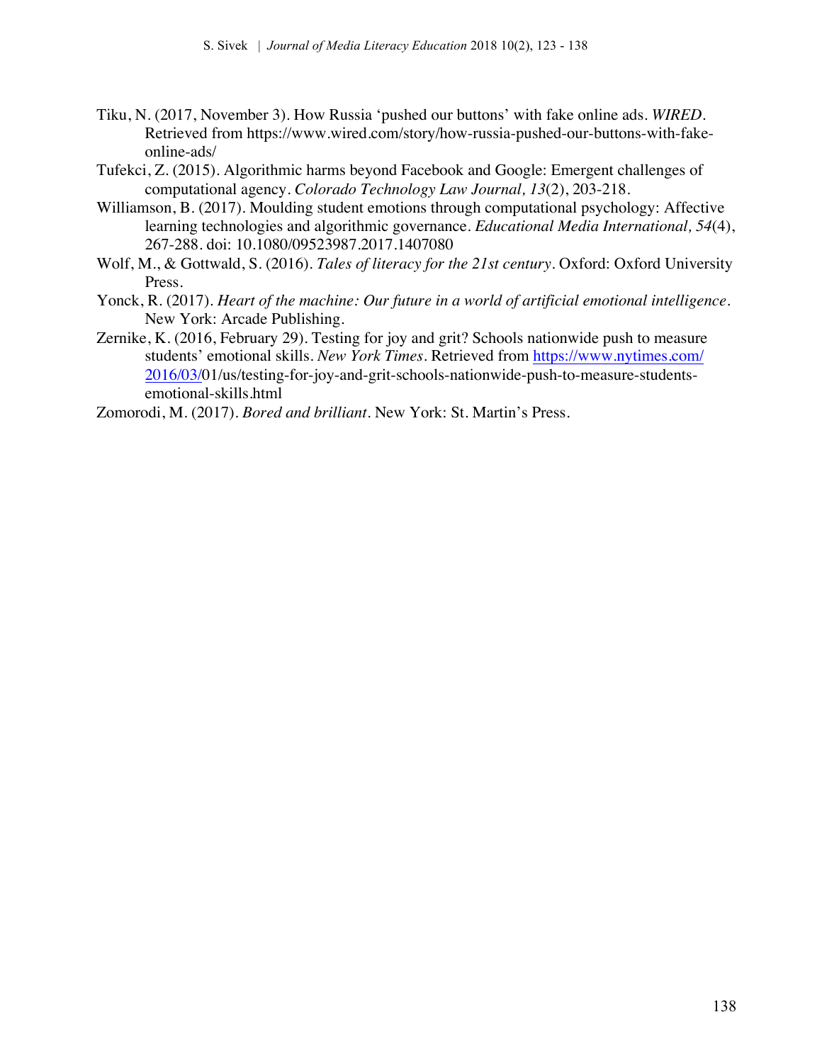Tiku, N. (2017, November 3). How Russia 'pushed our buttons' with fake online ads. *WIRED*. Retrieved from https://www.wired.com/story/how-russia-pushed-our-buttons-with-fake-online-ads/

Tufekci, Z. (2015). Algorithmic harms beyond Facebook and Google: Emergent challenges of computational agency. *Colorado Technology Law Journal, 13*(2), 203-218.

Williamson, B. (2017). Moulding student emotions through computational psychology: Affective learning technologies and algorithmic governance. *Educational Media International, 54*(4), 267-288. doi: 10.1080/09523987.2017.1407080

Wolf, M., & Gottwald, S. (2016). *Tales of literacy for the 21st century*. Oxford: Oxford University Press.

Yonck, R. (2017). *Heart of the machine: Our future in a world of artificial emotional intelligence*. New York: Arcade Publishing.

Zernike, K. (2016, February 29). Testing for joy and grit? Schools nationwide push to measure students' emotional skills. *New York Times*. Retrieved from https://www.nytimes.com/2016/03/01/us/testing-for-joy-and-grit-schools-nationwide-push-to-measure-students-emotional-skills.html

Zomorodi, M. (2017). *Bored and brilliant*. New York: St. Martin's Press.